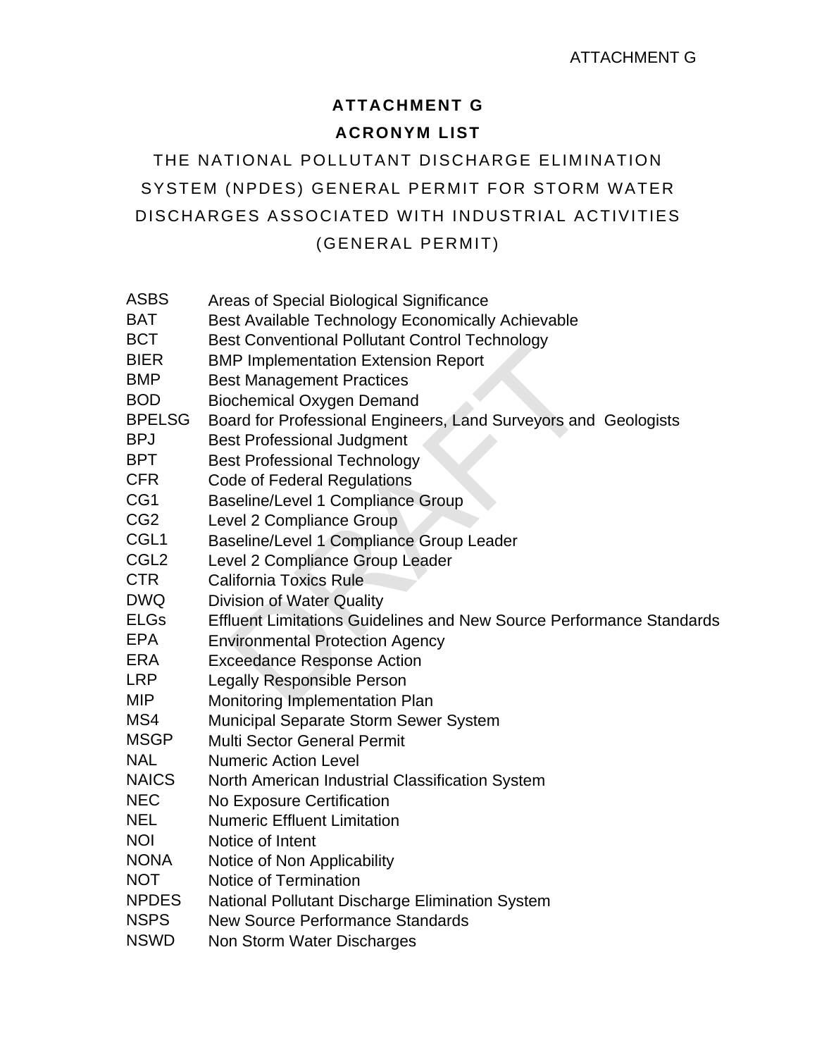# ATTACHMENT G

## ACRONYM LIST

### THE NATIONAL POLLUTANT DISCHARGE ELIMINATION SYSTEM (NPDES) GENERAL PERMIT FOR STORM WATER DISCHARGES ASSOCIATED WITH INDUSTRIAL ACTIVITIES (GENERAL PERMIT)

| | |
|---|---|
| ASBS | Areas of Special Biological Significance |
| BAT | Best Available Technology Economically Achievable |
| BCT | Best Conventional Pollutant Control Technology |
| BIER | BMP Implementation Extension Report |
| BMP | Best Management Practices |
| BOD | Biochemical Oxygen Demand |
| BPELSG | Board for Professional Engineers, Land Surveyors and Geologists |
| BPJ | Best Professional Judgment |
| BPT | Best Professional Technology |
| CFR | Code of Federal Regulations |
| CG1 | Baseline/Level 1 Compliance Group |
| CG2 | Level 2 Compliance Group |
| CGL1 | Baseline/Level 1 Compliance Group Leader |
| CGL2 | Level 2 Compliance Group Leader |
| CTR | California Toxics Rule |
| DWQ | Division of Water Quality |
| ELGs | Effluent Limitations Guidelines and New Source Performance Standards |
| EPA | Environmental Protection Agency |
| ERA | Exceedance Response Action |
| LRP | Legally Responsible Person |
| MIP | Monitoring Implementation Plan |
| MS4 | Municipal Separate Storm Sewer System |
| MSGP | Multi Sector General Permit |
| NAL | Numeric Action Level |
| NAICS | North American Industrial Classification System |
| NEC | No Exposure Certification |
| NEL | Numeric Effluent Limitation |
| NOI | Notice of Intent |
| NONA | Notice of Non Applicability |
| NOT | Notice of Termination |
| NPDES | National Pollutant Discharge Elimination System |
| NSPS | New Source Performance Standards |
| NSWD | Non Storm Water Discharges |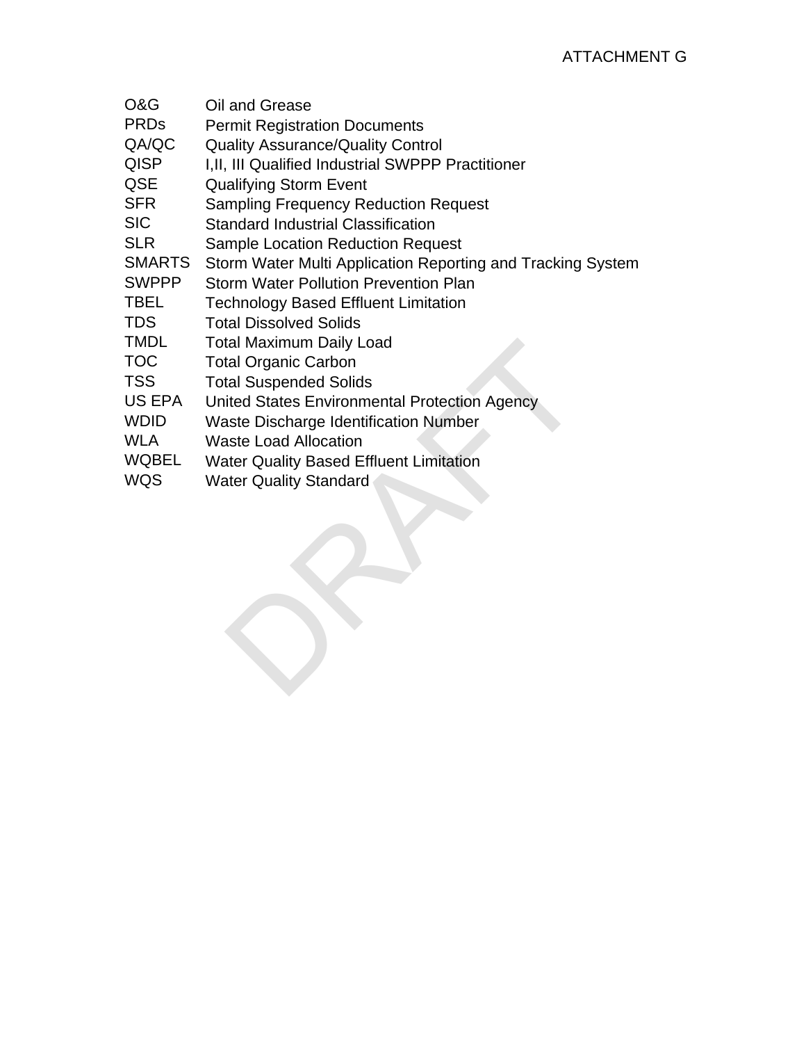| | |
|---|---|
| O&G | Oil and Grease |
| PRDs | Permit Registration Documents |
| QA/QC | Quality Assurance/Quality Control |
| QISP | I,II, III Qualified Industrial SWPPP Practitioner |
| QSE | Qualifying Storm Event |
| SFR | Sampling Frequency Reduction Request |
| SIC | Standard Industrial Classification |
| SLR | Sample Location Reduction Request |
| SMARTS | Storm Water Multi Application Reporting and Tracking System |
| SWPPP | Storm Water Pollution Prevention Plan |
| TBEL | Technology Based Effluent Limitation |
| TDS | Total Dissolved Solids |
| TMDL | Total Maximum Daily Load |
| TOC | Total Organic Carbon |
| TSS | Total Suspended Solids |
| US EPA | United States Environmental Protection Agency |
| WDID | Waste Discharge Identification Number |
| WLA | Waste Load Allocation |
| WQBEL | Water Quality Based Effluent Limitation |
| WQS | Water Quality Standard |